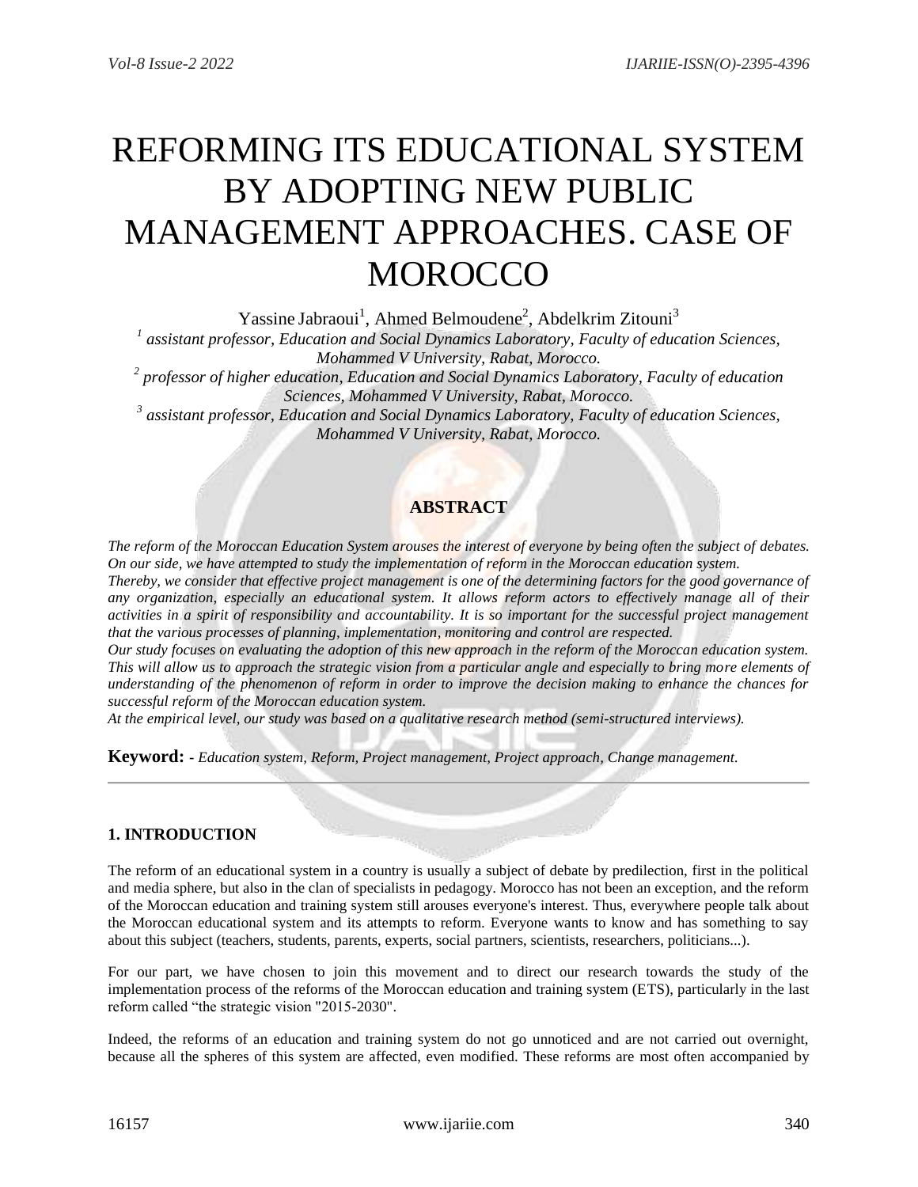# REFORMING ITS EDUCATIONAL SYSTEM BY ADOPTING NEW PUBLIC MANAGEMENT APPROACHES. CASE OF MOROCCO

Yassine Jabraoui[1], Ahmed Belmoudene[2], Abdelkrim Zitouni[3]

[1] *assistant professor, Education and Social Dynamics Laboratory, Faculty of education Sciences, Mohammed V University, Rabat, Morocco.*

[2] *professor of higher education, Education and Social Dynamics Laboratory, Faculty of education Sciences, Mohammed V University, Rabat, Morocco.*

[3] *assistant professor, Education and Social Dynamics Laboratory, Faculty of education Sciences, Mohammed V University, Rabat, Morocco.*

## ABSTRACT

*The reform of the Moroccan Education System arouses the interest of everyone by being often the subject of debates. On our side, we have attempted to study the implementation of reform in the Moroccan education system.*

*Thereby, we consider that effective project management is one of the determining factors for the good governance of any organization, especially an educational system. It allows reform actors to effectively manage all of their activities in a spirit of responsibility and accountability. It is so important for the successful project management that the various processes of planning, implementation, monitoring and control are respected.*

*Our study focuses on evaluating the adoption of this new approach in the reform of the Moroccan education system. This will allow us to approach the strategic vision from a particular angle and especially to bring more elements of understanding of the phenomenon of reform in order to improve the decision making to enhance the chances for successful reform of the Moroccan education system.*

*At the empirical level, our study was based on a qualitative research method (semi-structured interviews).*

**Keyword: -** *Education system, Reform, Project management, Project approach, Change management.*

---

## 1. INTRODUCTION

The reform of an educational system in a country is usually a subject of debate by predilection, first in the political and media sphere, but also in the clan of specialists in pedagogy. Morocco has not been an exception, and the reform of the Moroccan education and training system still arouses everyone's interest. Thus, everywhere people talk about the Moroccan educational system and its attempts to reform. Everyone wants to know and has something to say about this subject (teachers, students, parents, experts, social partners, scientists, researchers, politicians...).

For our part, we have chosen to join this movement and to direct our research towards the study of the implementation process of the reforms of the Moroccan education and training system (ETS), particularly in the last reform called "the strategic vision "2015-2030".

Indeed, the reforms of an education and training system do not go unnoticed and are not carried out overnight, because all the spheres of this system are affected, even modified. These reforms are most often accompanied by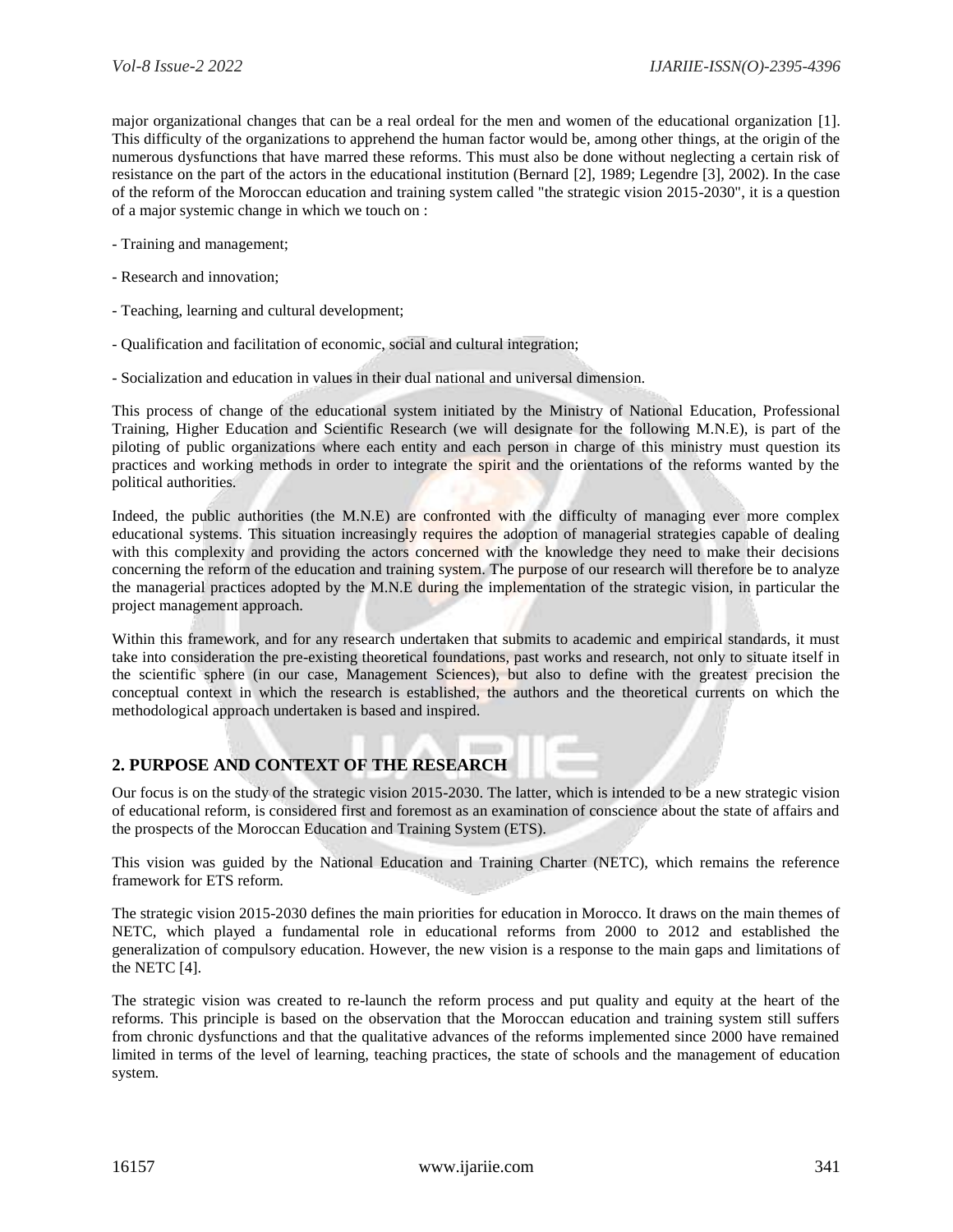major organizational changes that can be a real ordeal for the men and women of the educational organization [1]. This difficulty of the organizations to apprehend the human factor would be, among other things, at the origin of the numerous dysfunctions that have marred these reforms. This must also be done without neglecting a certain risk of resistance on the part of the actors in the educational institution (Bernard [2], 1989; Legendre [3], 2002). In the case of the reform of the Moroccan education and training system called "the strategic vision 2015-2030", it is a question of a major systemic change in which we touch on :

- Training and management;

- Research and innovation;

- Teaching, learning and cultural development;

- Qualification and facilitation of economic, social and cultural integration;

- Socialization and education in values in their dual national and universal dimension.

This process of change of the educational system initiated by the Ministry of National Education, Professional Training, Higher Education and Scientific Research (we will designate for the following M.N.E), is part of the piloting of public organizations where each entity and each person in charge of this ministry must question its practices and working methods in order to integrate the spirit and the orientations of the reforms wanted by the political authorities.

Indeed, the public authorities (the M.N.E) are confronted with the difficulty of managing ever more complex educational systems. This situation increasingly requires the adoption of managerial strategies capable of dealing with this complexity and providing the actors concerned with the knowledge they need to make their decisions concerning the reform of the education and training system. The purpose of our research will therefore be to analyze the managerial practices adopted by the M.N.E during the implementation of the strategic vision, in particular the project management approach.

Within this framework, and for any research undertaken that submits to academic and empirical standards, it must take into consideration the pre-existing theoretical foundations, past works and research, not only to situate itself in the scientific sphere (in our case, Management Sciences), but also to define with the greatest precision the conceptual context in which the research is established, the authors and the theoretical currents on which the methodological approach undertaken is based and inspired.

## 2. PURPOSE AND CONTEXT OF THE RESEARCH

Our focus is on the study of the strategic vision 2015-2030. The latter, which is intended to be a new strategic vision of educational reform, is considered first and foremost as an examination of conscience about the state of affairs and the prospects of the Moroccan Education and Training System (ETS).

This vision was guided by the National Education and Training Charter (NETC), which remains the reference framework for ETS reform.

The strategic vision 2015-2030 defines the main priorities for education in Morocco. It draws on the main themes of NETC, which played a fundamental role in educational reforms from 2000 to 2012 and established the generalization of compulsory education. However, the new vision is a response to the main gaps and limitations of the NETC [4].

The strategic vision was created to re-launch the reform process and put quality and equity at the heart of the reforms. This principle is based on the observation that the Moroccan education and training system still suffers from chronic dysfunctions and that the qualitative advances of the reforms implemented since 2000 have remained limited in terms of the level of learning, teaching practices, the state of schools and the management of education system.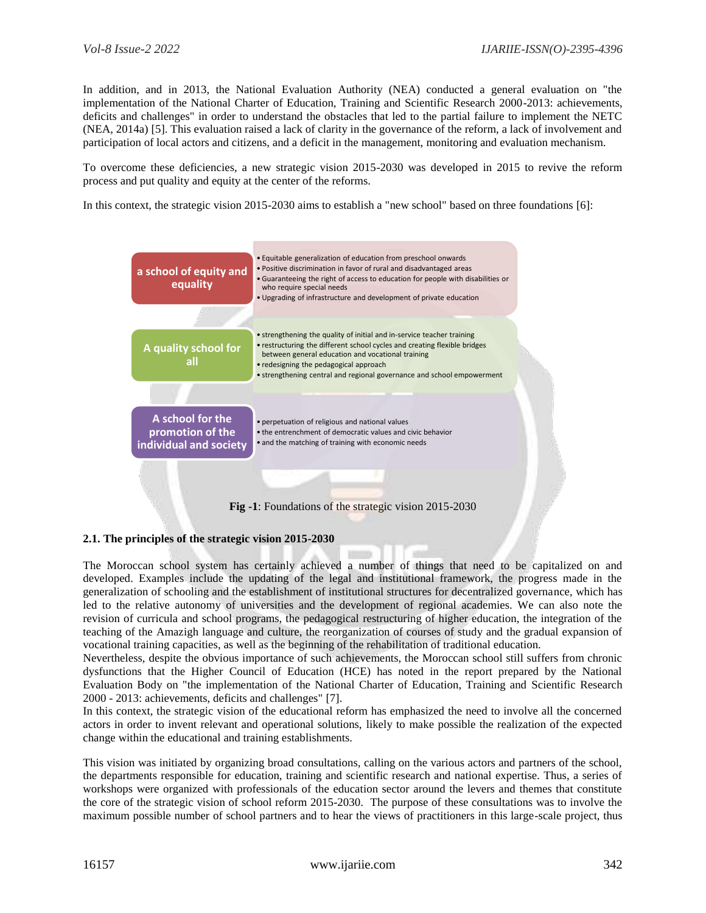In addition, and in 2013, the National Evaluation Authority (NEA) conducted a general evaluation on "the implementation of the National Charter of Education, Training and Scientific Research 2000-2013: achievements, deficits and challenges" in order to understand the obstacles that led to the partial failure to implement the NETC (NEA, 2014a) [5]. This evaluation raised a lack of clarity in the governance of the reform, a lack of involvement and participation of local actors and citizens, and a deficit in the management, monitoring and evaluation mechanism.

To overcome these deficiencies, a new strategic vision 2015-2030 was developed in 2015 to revive the reform process and put quality and equity at the center of the reforms.

In this context, the strategic vision 2015-2030 aims to establish a "new school" based on three foundations [6]:

| | |
|---|---|
| a school of equity and equality | • Equitable generalization of education from preschool onwards<br>• Positive discrimination in favor of rural and disadvantaged areas<br>• Guaranteeing the right of access to education for people with disabilities or who require special needs<br>• Upgrading of infrastructure and development of private education |
| A quality school for all | • strengthening the quality of initial and in-service teacher training<br>• restructuring the different school cycles and creating flexible bridges between general education and vocational training<br>• redesigning the pedagogical approach<br>• strengthening central and regional governance and school empowerment |
| A school for the promotion of the individual and society | • perpetuation of religious and national values<br>• the entrenchment of democratic values and civic behavior<br>• and the matching of training with economic needs |

**Fig -1**: Foundations of the strategic vision 2015-2030

### 2.1. The principles of the strategic vision 2015-2030

The Moroccan school system has certainly achieved a number of things that need to be capitalized on and developed. Examples include the updating of the legal and institutional framework, the progress made in the generalization of schooling and the establishment of institutional structures for decentralized governance, which has led to the relative autonomy of universities and the development of regional academies. We can also note the revision of curricula and school programs, the pedagogical restructuring of higher education, the integration of the teaching of the Amazigh language and culture, the reorganization of courses of study and the gradual expansion of vocational training capacities, as well as the beginning of the rehabilitation of traditional education.

Nevertheless, despite the obvious importance of such achievements, the Moroccan school still suffers from chronic dysfunctions that the Higher Council of Education (HCE) has noted in the report prepared by the National Evaluation Body on "the implementation of the National Charter of Education, Training and Scientific Research 2000 - 2013: achievements, deficits and challenges" [7].

In this context, the strategic vision of the educational reform has emphasized the need to involve all the concerned actors in order to invent relevant and operational solutions, likely to make possible the realization of the expected change within the educational and training establishments.

This vision was initiated by organizing broad consultations, calling on the various actors and partners of the school, the departments responsible for education, training and scientific research and national expertise. Thus, a series of workshops were organized with professionals of the education sector around the levers and themes that constitute the core of the strategic vision of school reform 2015-2030. The purpose of these consultations was to involve the maximum possible number of school partners and to hear the views of practitioners in this large-scale project, thus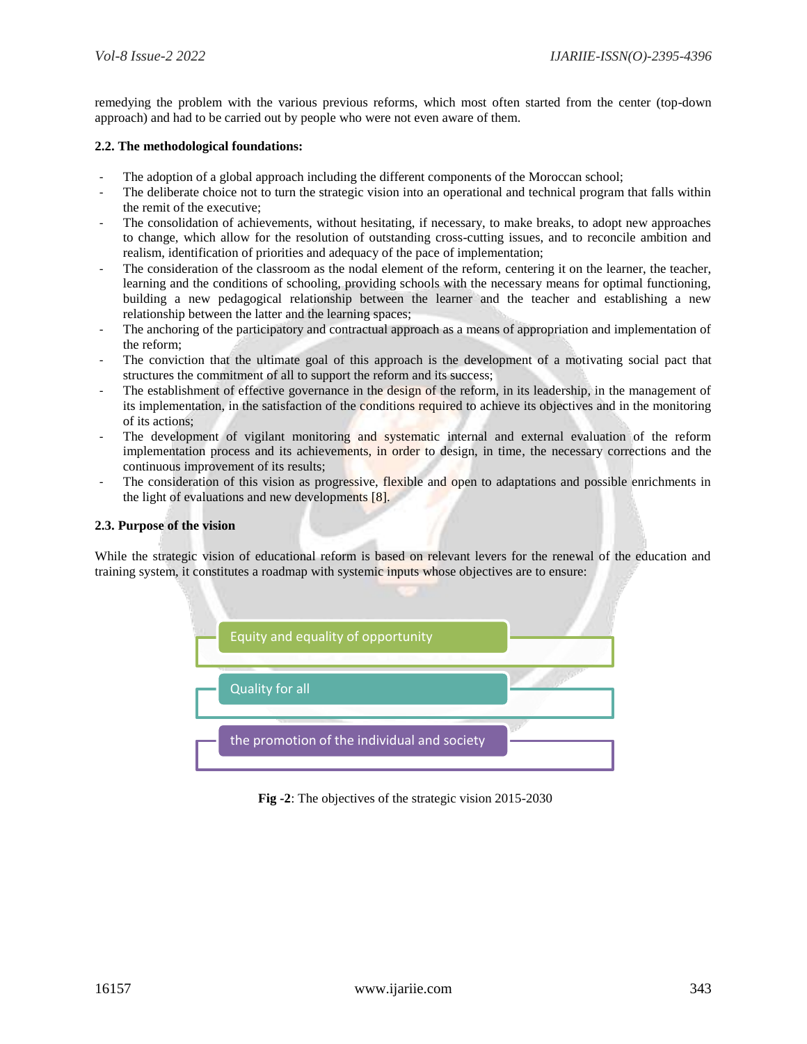remedying the problem with the various previous reforms, which most often started from the center (top-down approach) and had to be carried out by people who were not even aware of them.

### 2.2. The methodological foundations:

- The adoption of a global approach including the different components of the Moroccan school;
- The deliberate choice not to turn the strategic vision into an operational and technical program that falls within the remit of the executive;
- The consolidation of achievements, without hesitating, if necessary, to make breaks, to adopt new approaches to change, which allow for the resolution of outstanding cross-cutting issues, and to reconcile ambition and realism, identification of priorities and adequacy of the pace of implementation;
- The consideration of the classroom as the nodal element of the reform, centering it on the learner, the teacher, learning and the conditions of schooling, providing schools with the necessary means for optimal functioning, building a new pedagogical relationship between the learner and the teacher and establishing a new relationship between the latter and the learning spaces;
- The anchoring of the participatory and contractual approach as a means of appropriation and implementation of the reform;
- The conviction that the ultimate goal of this approach is the development of a motivating social pact that structures the commitment of all to support the reform and its success;
- The establishment of effective governance in the design of the reform, in its leadership, in the management of its implementation, in the satisfaction of the conditions required to achieve its objectives and in the monitoring of its actions;
- The development of vigilant monitoring and systematic internal and external evaluation of the reform implementation process and its achievements, in order to design, in time, the necessary corrections and the continuous improvement of its results;
- The consideration of this vision as progressive, flexible and open to adaptations and possible enrichments in the light of evaluations and new developments [8].

### 2.3. Purpose of the vision

While the strategic vision of educational reform is based on relevant levers for the renewal of the education and training system, it constitutes a roadmap with systemic inputs whose objectives are to ensure:

- Equity and equality of opportunity
- Quality for all
- the promotion of the individual and society

**Fig -2**: The objectives of the strategic vision 2015-2030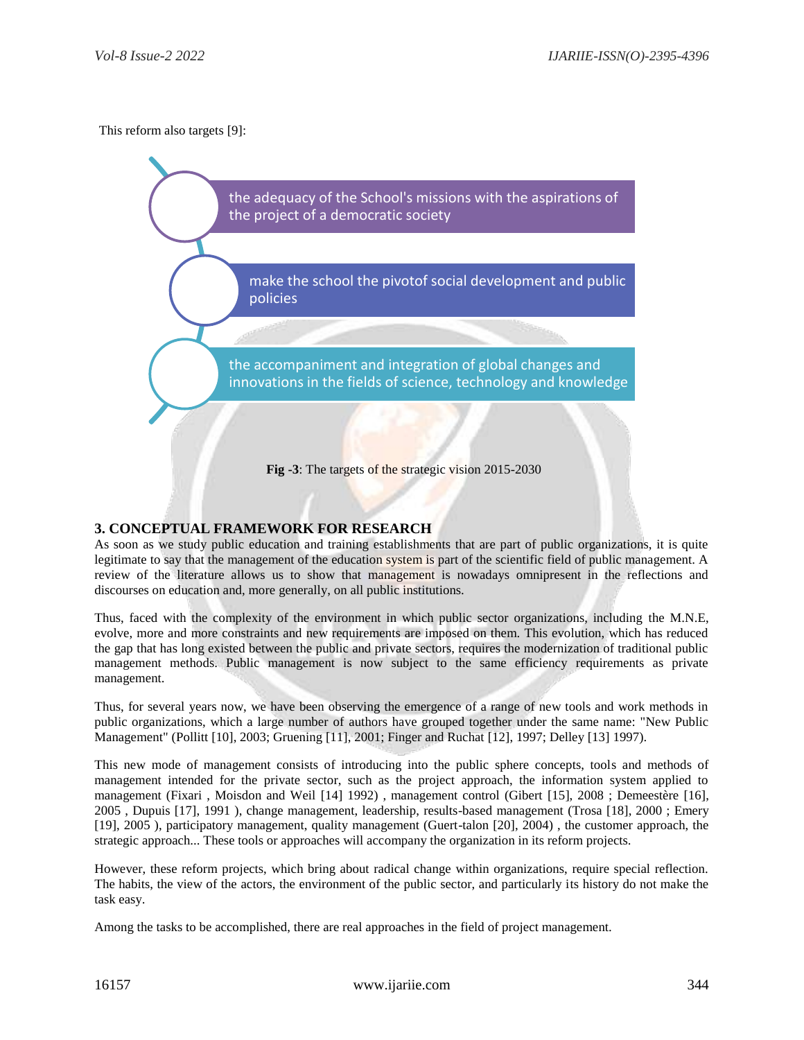This reform also targets [9]:

- the adequacy of the School's missions with the aspirations of the project of a democratic society
- make the school the pivotof social development and public policies
- the accompaniment and integration of global changes and innovations in the fields of science, technology and knowledge

**Fig -3**: The targets of the strategic vision 2015-2030

## 3. CONCEPTUAL FRAMEWORK FOR RESEARCH

As soon as we study public education and training establishments that are part of public organizations, it is quite legitimate to say that the management of the education system is part of the scientific field of public management. A review of the literature allows us to show that management is nowadays omnipresent in the reflections and discourses on education and, more generally, on all public institutions.

Thus, faced with the complexity of the environment in which public sector organizations, including the M.N.E, evolve, more and more constraints and new requirements are imposed on them. This evolution, which has reduced the gap that has long existed between the public and private sectors, requires the modernization of traditional public management methods. Public management is now subject to the same efficiency requirements as private management.

Thus, for several years now, we have been observing the emergence of a range of new tools and work methods in public organizations, which a large number of authors have grouped together under the same name: "New Public Management" (Pollitt [10], 2003; Gruening [11], 2001; Finger and Ruchat [12], 1997; Delley [13] 1997).

This new mode of management consists of introducing into the public sphere concepts, tools and methods of management intended for the private sector, such as the project approach, the information system applied to management (Fixari , Moisdon and Weil [14] 1992) , management control (Gibert [15], 2008 ; Demeestère [16], 2005 , Dupuis [17], 1991 ), change management, leadership, results-based management (Trosa [18], 2000 ; Emery [19], 2005 ), participatory management, quality management (Guert-talon [20], 2004) , the customer approach, the strategic approach... These tools or approaches will accompany the organization in its reform projects.

However, these reform projects, which bring about radical change within organizations, require special reflection. The habits, the view of the actors, the environment of the public sector, and particularly its history do not make the task easy.

Among the tasks to be accomplished, there are real approaches in the field of project management.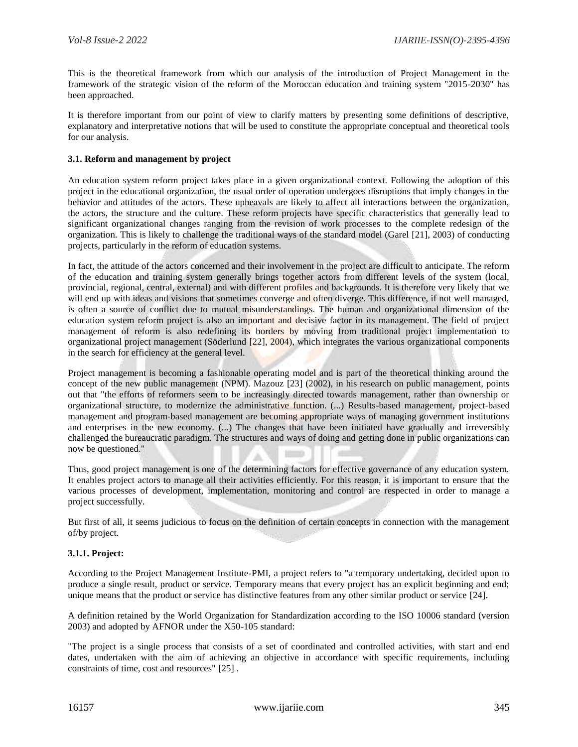This is the theoretical framework from which our analysis of the introduction of Project Management in the framework of the strategic vision of the reform of the Moroccan education and training system "2015-2030" has been approached.

It is therefore important from our point of view to clarify matters by presenting some definitions of descriptive, explanatory and interpretative notions that will be used to constitute the appropriate conceptual and theoretical tools for our analysis.

### 3.1. Reform and management by project

An education system reform project takes place in a given organizational context. Following the adoption of this project in the educational organization, the usual order of operation undergoes disruptions that imply changes in the behavior and attitudes of the actors. These upheavals are likely to affect all interactions between the organization, the actors, the structure and the culture. These reform projects have specific characteristics that generally lead to significant organizational changes ranging from the revision of work processes to the complete redesign of the organization. This is likely to challenge the traditional ways of the standard model (Garel [21], 2003) of conducting projects, particularly in the reform of education systems.

In fact, the attitude of the actors concerned and their involvement in the project are difficult to anticipate. The reform of the education and training system generally brings together actors from different levels of the system (local, provincial, regional, central, external) and with different profiles and backgrounds. It is therefore very likely that we will end up with ideas and visions that sometimes converge and often diverge. This difference, if not well managed, is often a source of conflict due to mutual misunderstandings. The human and organizational dimension of the education system reform project is also an important and decisive factor in its management. The field of project management of reform is also redefining its borders by moving from traditional project implementation to organizational project management (Söderlund [22], 2004), which integrates the various organizational components in the search for efficiency at the general level.

Project management is becoming a fashionable operating model and is part of the theoretical thinking around the concept of the new public management (NPM). Mazouz [23] (2002), in his research on public management, points out that "the efforts of reformers seem to be increasingly directed towards management, rather than ownership or organizational structure, to modernize the administrative function. (...) Results-based management, project-based management and program-based management are becoming appropriate ways of managing government institutions and enterprises in the new economy. (...) The changes that have been initiated have gradually and irreversibly challenged the bureaucratic paradigm. The structures and ways of doing and getting done in public organizations can now be questioned."

Thus, good project management is one of the determining factors for effective governance of any education system. It enables project actors to manage all their activities efficiently. For this reason, it is important to ensure that the various processes of development, implementation, monitoring and control are respected in order to manage a project successfully.

But first of all, it seems judicious to focus on the definition of certain concepts in connection with the management of/by project.

#### 3.1.1. Project:

According to the Project Management Institute-PMI, a project refers to "a temporary undertaking, decided upon to produce a single result, product or service. Temporary means that every project has an explicit beginning and end; unique means that the product or service has distinctive features from any other similar product or service [24].

A definition retained by the World Organization for Standardization according to the ISO 10006 standard (version 2003) and adopted by AFNOR under the X50-105 standard:

"The project is a single process that consists of a set of coordinated and controlled activities, with start and end dates, undertaken with the aim of achieving an objective in accordance with specific requirements, including constraints of time, cost and resources" [25] .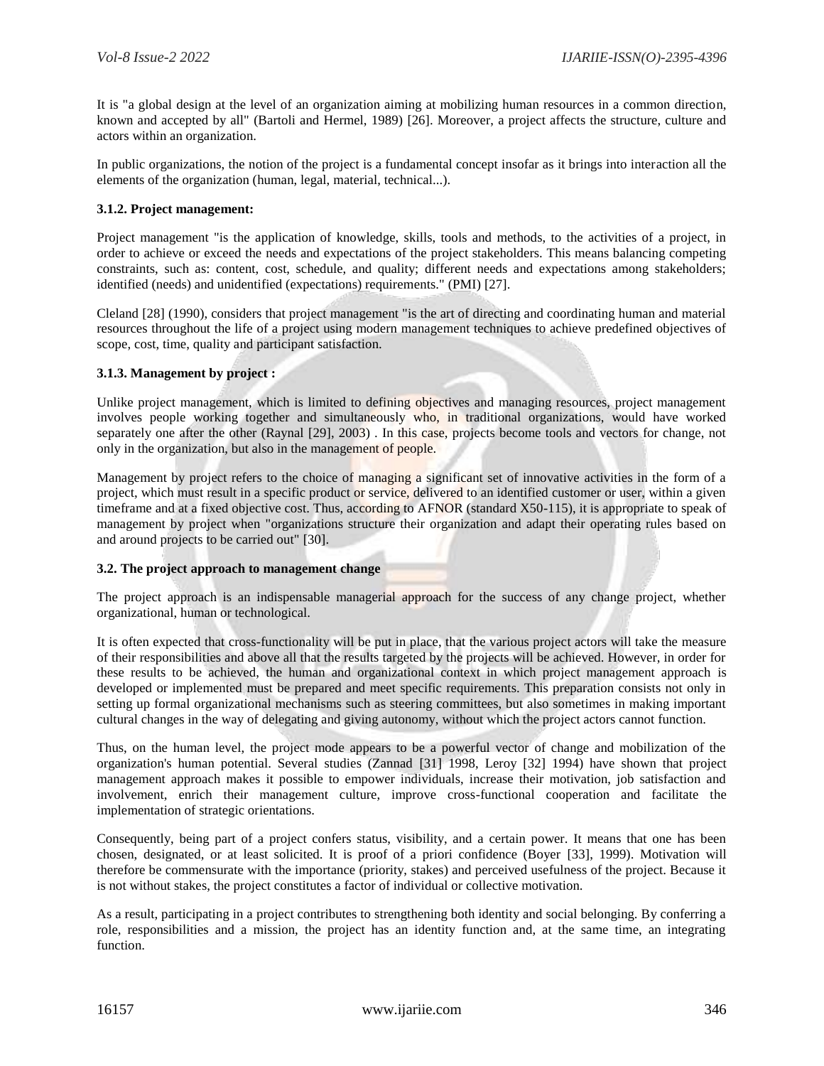It is "a global design at the level of an organization aiming at mobilizing human resources in a common direction, known and accepted by all" (Bartoli and Hermel, 1989) [26]. Moreover, a project affects the structure, culture and actors within an organization.

In public organizations, the notion of the project is a fundamental concept insofar as it brings into interaction all the elements of the organization (human, legal, material, technical...).

#### 3.1.2. Project management:

Project management "is the application of knowledge, skills, tools and methods, to the activities of a project, in order to achieve or exceed the needs and expectations of the project stakeholders. This means balancing competing constraints, such as: content, cost, schedule, and quality; different needs and expectations among stakeholders; identified (needs) and unidentified (expectations) requirements." (PMI) [27].

Cleland [28] (1990), considers that project management "is the art of directing and coordinating human and material resources throughout the life of a project using modern management techniques to achieve predefined objectives of scope, cost, time, quality and participant satisfaction.

#### 3.1.3. Management by project :

Unlike project management, which is limited to defining objectives and managing resources, project management involves people working together and simultaneously who, in traditional organizations, would have worked separately one after the other (Raynal [29], 2003) . In this case, projects become tools and vectors for change, not only in the organization, but also in the management of people.

Management by project refers to the choice of managing a significant set of innovative activities in the form of a project, which must result in a specific product or service, delivered to an identified customer or user, within a given timeframe and at a fixed objective cost. Thus, according to AFNOR (standard X50-115), it is appropriate to speak of management by project when "organizations structure their organization and adapt their operating rules based on and around projects to be carried out" [30].

### 3.2. The project approach to management change

The project approach is an indispensable managerial approach for the success of any change project, whether organizational, human or technological.

It is often expected that cross-functionality will be put in place, that the various project actors will take the measure of their responsibilities and above all that the results targeted by the projects will be achieved. However, in order for these results to be achieved, the human and organizational context in which project management approach is developed or implemented must be prepared and meet specific requirements. This preparation consists not only in setting up formal organizational mechanisms such as steering committees, but also sometimes in making important cultural changes in the way of delegating and giving autonomy, without which the project actors cannot function.

Thus, on the human level, the project mode appears to be a powerful vector of change and mobilization of the organization's human potential. Several studies (Zannad [31] 1998, Leroy [32] 1994) have shown that project management approach makes it possible to empower individuals, increase their motivation, job satisfaction and involvement, enrich their management culture, improve cross-functional cooperation and facilitate the implementation of strategic orientations.

Consequently, being part of a project confers status, visibility, and a certain power. It means that one has been chosen, designated, or at least solicited. It is proof of a priori confidence (Boyer [33], 1999). Motivation will therefore be commensurate with the importance (priority, stakes) and perceived usefulness of the project. Because it is not without stakes, the project constitutes a factor of individual or collective motivation.

As a result, participating in a project contributes to strengthening both identity and social belonging. By conferring a role, responsibilities and a mission, the project has an identity function and, at the same time, an integrating function.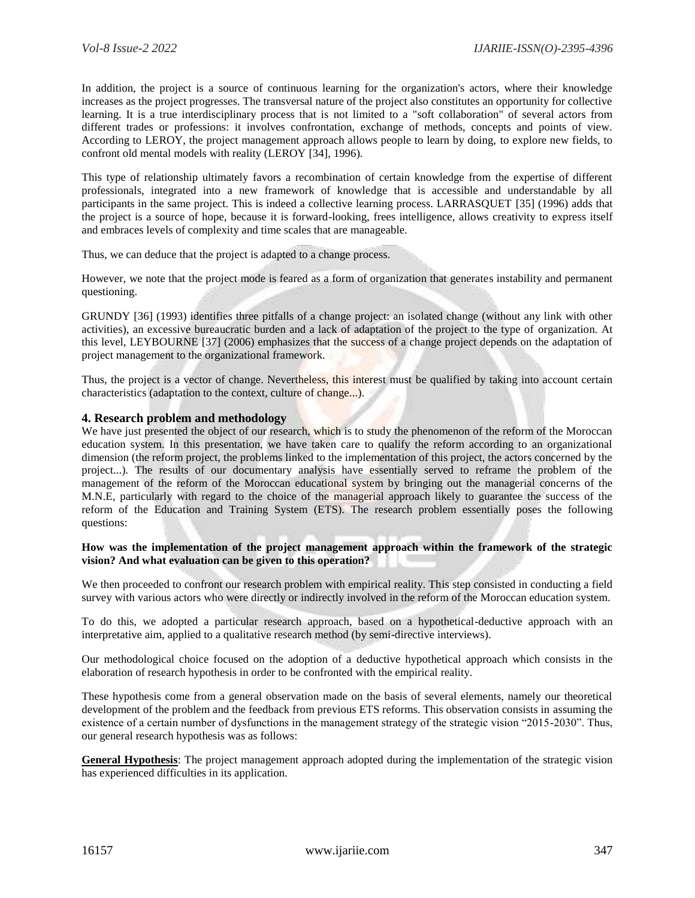In addition, the project is a source of continuous learning for the organization's actors, where their knowledge increases as the project progresses. The transversal nature of the project also constitutes an opportunity for collective learning. It is a true interdisciplinary process that is not limited to a "soft collaboration" of several actors from different trades or professions: it involves confrontation, exchange of methods, concepts and points of view. According to LEROY, the project management approach allows people to learn by doing, to explore new fields, to confront old mental models with reality (LEROY [34], 1996).

This type of relationship ultimately favors a recombination of certain knowledge from the expertise of different professionals, integrated into a new framework of knowledge that is accessible and understandable by all participants in the same project. This is indeed a collective learning process. LARRASQUET [35] (1996) adds that the project is a source of hope, because it is forward-looking, frees intelligence, allows creativity to express itself and embraces levels of complexity and time scales that are manageable.

Thus, we can deduce that the project is adapted to a change process.

However, we note that the project mode is feared as a form of organization that generates instability and permanent questioning.

GRUNDY [36] (1993) identifies three pitfalls of a change project: an isolated change (without any link with other activities), an excessive bureaucratic burden and a lack of adaptation of the project to the type of organization. At this level, LEYBOURNE [37] (2006) emphasizes that the success of a change project depends on the adaptation of project management to the organizational framework.

Thus, the project is a vector of change. Nevertheless, this interest must be qualified by taking into account certain characteristics (adaptation to the context, culture of change...).

## 4. Research problem and methodology

We have just presented the object of our research, which is to study the phenomenon of the reform of the Moroccan education system. In this presentation, we have taken care to qualify the reform according to an organizational dimension (the reform project, the problems linked to the implementation of this project, the actors concerned by the project...). The results of our documentary analysis have essentially served to reframe the problem of the management of the reform of the Moroccan educational system by bringing out the managerial concerns of the M.N.E, particularly with regard to the choice of the managerial approach likely to guarantee the success of the reform of the Education and Training System (ETS). The research problem essentially poses the following questions:

**How was the implementation of the project management approach within the framework of the strategic vision? And what evaluation can be given to this operation?**

We then proceeded to confront our research problem with empirical reality. This step consisted in conducting a field survey with various actors who were directly or indirectly involved in the reform of the Moroccan education system.

To do this, we adopted a particular research approach, based on a hypothetical-deductive approach with an interpretative aim, applied to a qualitative research method (by semi-directive interviews).

Our methodological choice focused on the adoption of a deductive hypothetical approach which consists in the elaboration of research hypothesis in order to be confronted with the empirical reality.

These hypothesis come from a general observation made on the basis of several elements, namely our theoretical development of the problem and the feedback from previous ETS reforms. This observation consists in assuming the existence of a certain number of dysfunctions in the management strategy of the strategic vision "2015-2030". Thus, our general research hypothesis was as follows:

**General Hypothesis**: The project management approach adopted during the implementation of the strategic vision has experienced difficulties in its application.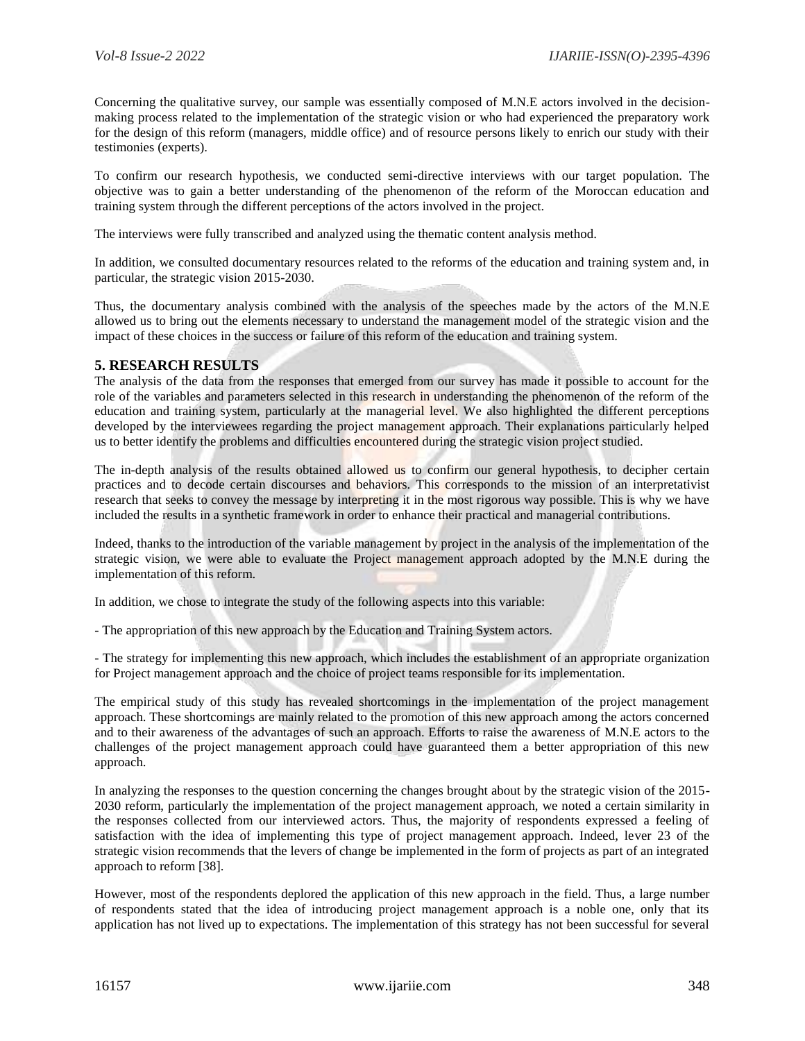Concerning the qualitative survey, our sample was essentially composed of M.N.E actors involved in the decision-making process related to the implementation of the strategic vision or who had experienced the preparatory work for the design of this reform (managers, middle office) and of resource persons likely to enrich our study with their testimonies (experts).

To confirm our research hypothesis, we conducted semi-directive interviews with our target population. The objective was to gain a better understanding of the phenomenon of the reform of the Moroccan education and training system through the different perceptions of the actors involved in the project.

The interviews were fully transcribed and analyzed using the thematic content analysis method.

In addition, we consulted documentary resources related to the reforms of the education and training system and, in particular, the strategic vision 2015-2030.

Thus, the documentary analysis combined with the analysis of the speeches made by the actors of the M.N.E allowed us to bring out the elements necessary to understand the management model of the strategic vision and the impact of these choices in the success or failure of this reform of the education and training system.

## 5. RESEARCH RESULTS

The analysis of the data from the responses that emerged from our survey has made it possible to account for the role of the variables and parameters selected in this research in understanding the phenomenon of the reform of the education and training system, particularly at the managerial level. We also highlighted the different perceptions developed by the interviewees regarding the project management approach. Their explanations particularly helped us to better identify the problems and difficulties encountered during the strategic vision project studied.

The in-depth analysis of the results obtained allowed us to confirm our general hypothesis, to decipher certain practices and to decode certain discourses and behaviors. This corresponds to the mission of an interpretativist research that seeks to convey the message by interpreting it in the most rigorous way possible. This is why we have included the results in a synthetic framework in order to enhance their practical and managerial contributions.

Indeed, thanks to the introduction of the variable management by project in the analysis of the implementation of the strategic vision, we were able to evaluate the Project management approach adopted by the M.N.E during the implementation of this reform.

In addition, we chose to integrate the study of the following aspects into this variable:

- The appropriation of this new approach by the Education and Training System actors.

- The strategy for implementing this new approach, which includes the establishment of an appropriate organization for Project management approach and the choice of project teams responsible for its implementation.

The empirical study of this study has revealed shortcomings in the implementation of the project management approach. These shortcomings are mainly related to the promotion of this new approach among the actors concerned and to their awareness of the advantages of such an approach. Efforts to raise the awareness of M.N.E actors to the challenges of the project management approach could have guaranteed them a better appropriation of this new approach.

In analyzing the responses to the question concerning the changes brought about by the strategic vision of the 2015-2030 reform, particularly the implementation of the project management approach, we noted a certain similarity in the responses collected from our interviewed actors. Thus, the majority of respondents expressed a feeling of satisfaction with the idea of implementing this type of project management approach. Indeed, lever 23 of the strategic vision recommends that the levers of change be implemented in the form of projects as part of an integrated approach to reform [38].

However, most of the respondents deplored the application of this new approach in the field. Thus, a large number of respondents stated that the idea of introducing project management approach is a noble one, only that its application has not lived up to expectations. The implementation of this strategy has not been successful for several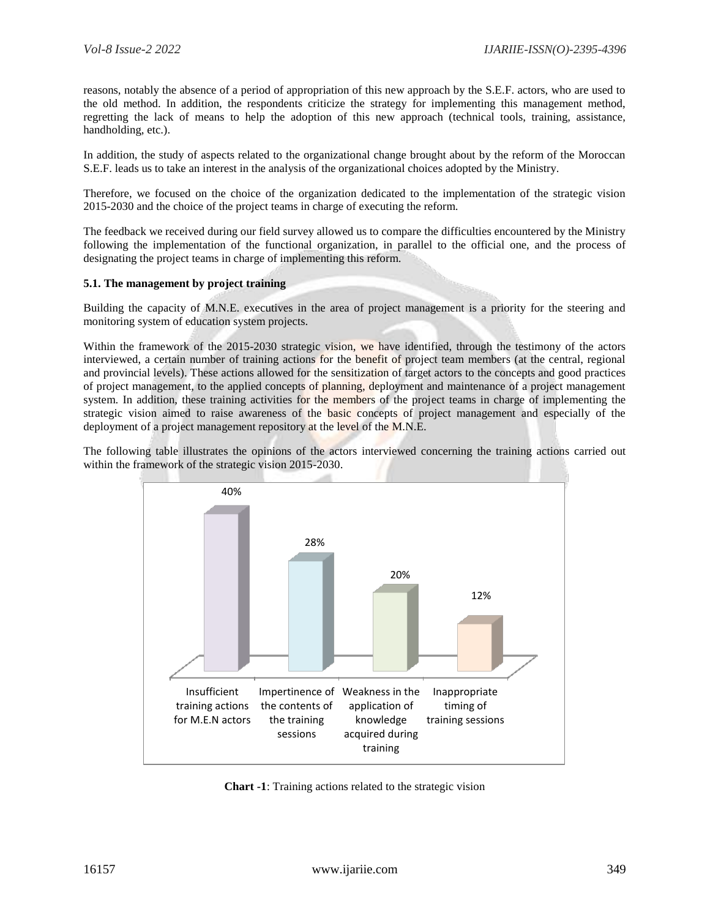reasons, notably the absence of a period of appropriation of this new approach by the S.E.F. actors, who are used to the old method. In addition, the respondents criticize the strategy for implementing this management method, regretting the lack of means to help the adoption of this new approach (technical tools, training, assistance, handholding, etc.).

In addition, the study of aspects related to the organizational change brought about by the reform of the Moroccan S.E.F. leads us to take an interest in the analysis of the organizational choices adopted by the Ministry.

Therefore, we focused on the choice of the organization dedicated to the implementation of the strategic vision 2015-2030 and the choice of the project teams in charge of executing the reform.

The feedback we received during our field survey allowed us to compare the difficulties encountered by the Ministry following the implementation of the functional organization, in parallel to the official one, and the process of designating the project teams in charge of implementing this reform.

### 5.1. The management by project training

Building the capacity of M.N.E. executives in the area of project management is a priority for the steering and monitoring system of education system projects.

Within the framework of the 2015-2030 strategic vision, we have identified, through the testimony of the actors interviewed, a certain number of training actions for the benefit of project team members (at the central, regional and provincial levels). These actions allowed for the sensitization of target actors to the concepts and good practices of project management, to the applied concepts of planning, deployment and maintenance of a project management system. In addition, these training activities for the members of the project teams in charge of implementing the strategic vision aimed to raise awareness of the basic concepts of project management and especially of the deployment of a project management repository at the level of the M.N.E.

The following table illustrates the opinions of the actors interviewed concerning the training actions carried out within the framework of the strategic vision 2015-2030.

| Insufficient training actions for M.E.N actors | Impertinence of the contents of the training sessions | Weakness in the application of knowledge acquired during training | Inappropriate timing of training sessions |
|---|---|---|---|
| 40% | 28% | 20% | 12% |

**Chart -1**: Training actions related to the strategic vision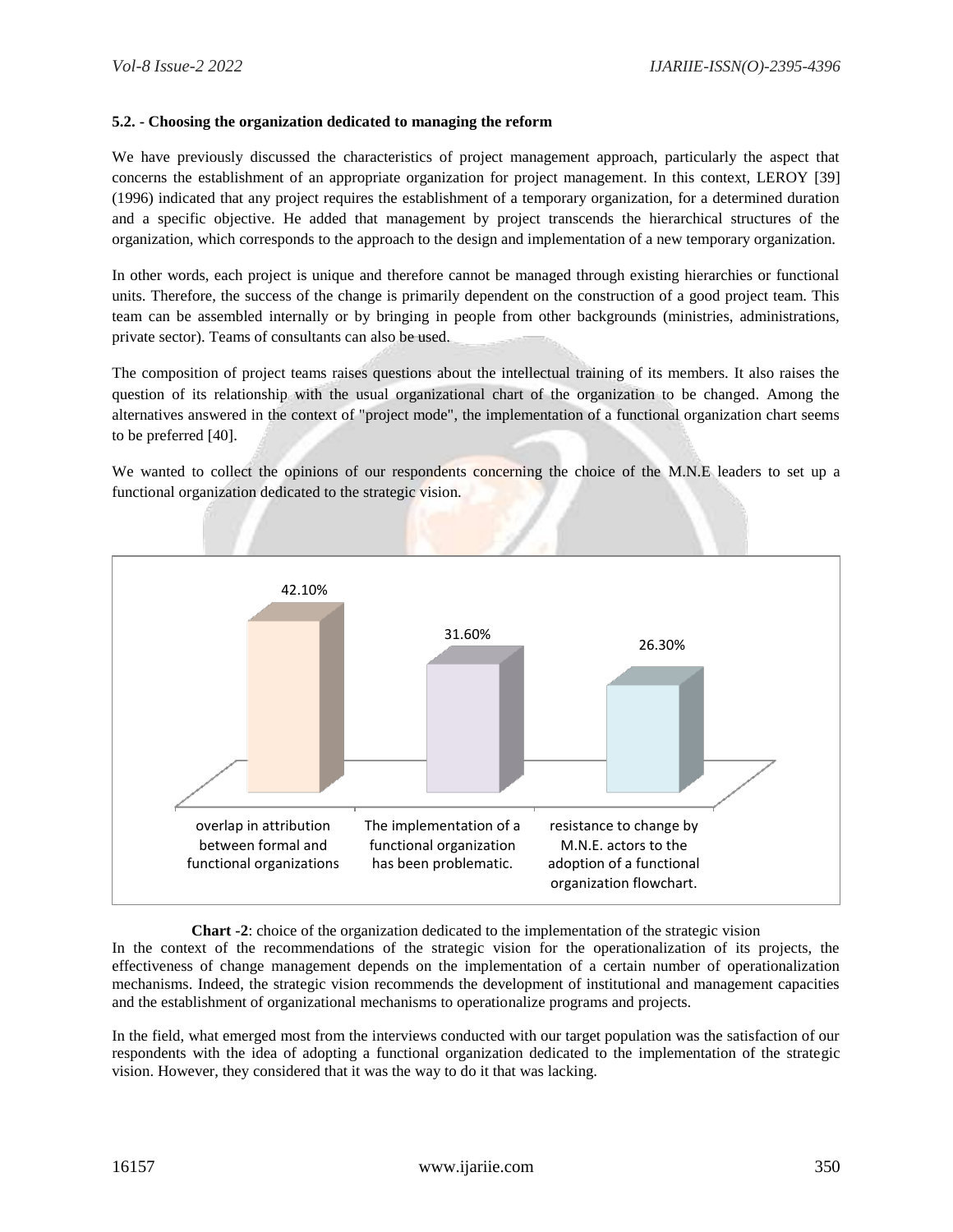### 5.2. - Choosing the organization dedicated to managing the reform

We have previously discussed the characteristics of project management approach, particularly the aspect that concerns the establishment of an appropriate organization for project management. In this context, LEROY [39] (1996) indicated that any project requires the establishment of a temporary organization, for a determined duration and a specific objective. He added that management by project transcends the hierarchical structures of the organization, which corresponds to the approach to the design and implementation of a new temporary organization.

In other words, each project is unique and therefore cannot be managed through existing hierarchies or functional units. Therefore, the success of the change is primarily dependent on the construction of a good project team. This team can be assembled internally or by bringing in people from other backgrounds (ministries, administrations, private sector). Teams of consultants can also be used.

The composition of project teams raises questions about the intellectual training of its members. It also raises the question of its relationship with the usual organizational chart of the organization to be changed. Among the alternatives answered in the context of "project mode", the implementation of a functional organization chart seems to be preferred [40].

We wanted to collect the opinions of our respondents concerning the choice of the M.N.E leaders to set up a functional organization dedicated to the strategic vision.

| overlap in attribution between formal and functional organizations | The implementation of a functional organization has been problematic. | resistance to change by M.N.E. actors to the adoption of a functional organization flowchart. |
|---|---|---|
| 42.10% | 31.60% | 26.30% |

**Chart -2**: choice of the organization dedicated to the implementation of the strategic vision

In the context of the recommendations of the strategic vision for the operationalization of its projects, the effectiveness of change management depends on the implementation of a certain number of operationalization mechanisms. Indeed, the strategic vision recommends the development of institutional and management capacities and the establishment of organizational mechanisms to operationalize programs and projects.

In the field, what emerged most from the interviews conducted with our target population was the satisfaction of our respondents with the idea of adopting a functional organization dedicated to the implementation of the strategic vision. However, they considered that it was the way to do it that was lacking.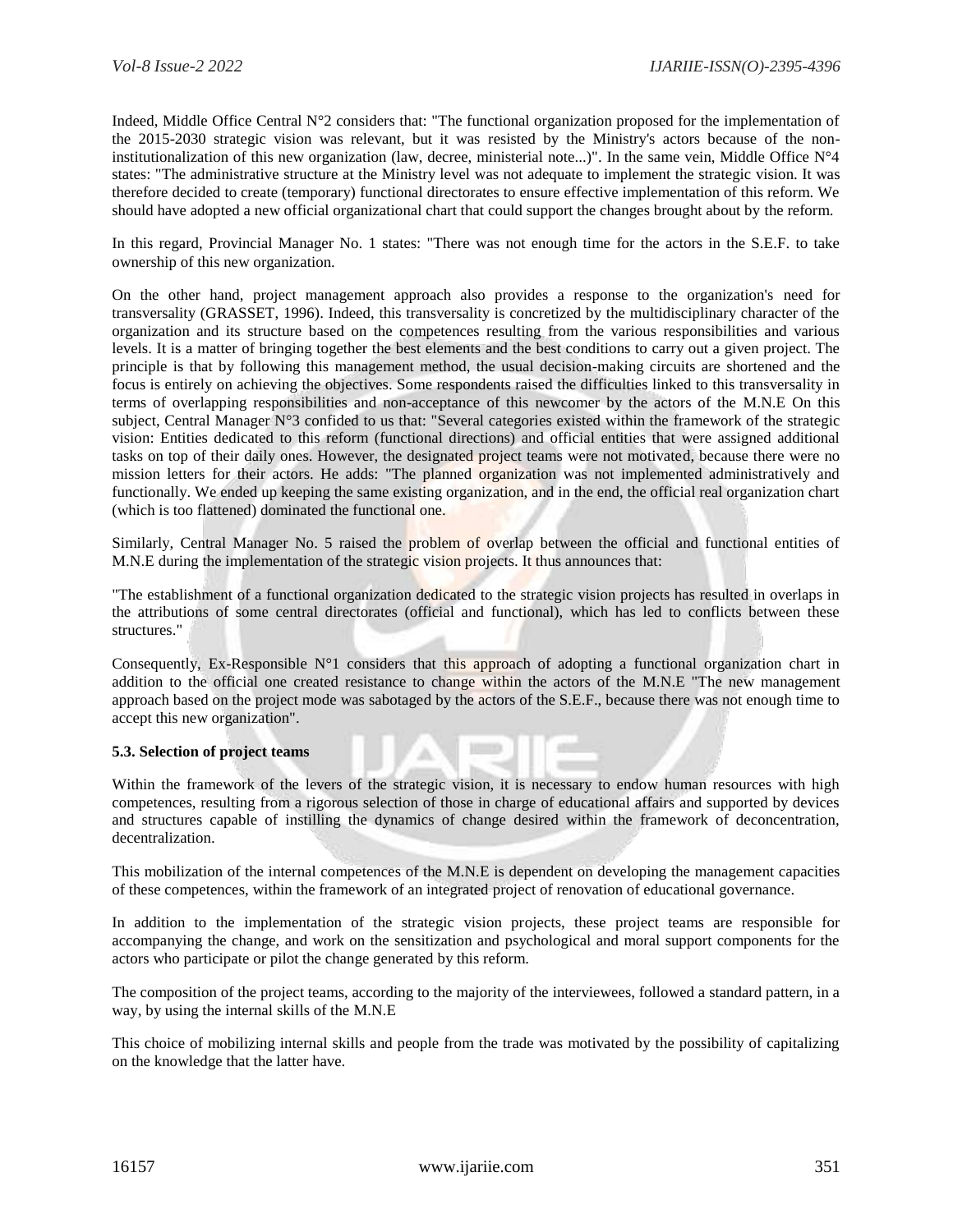Indeed, Middle Office Central N°2 considers that: "The functional organization proposed for the implementation of the 2015-2030 strategic vision was relevant, but it was resisted by the Ministry's actors because of the non-institutionalization of this new organization (law, decree, ministerial note...)". In the same vein, Middle Office N°4 states: "The administrative structure at the Ministry level was not adequate to implement the strategic vision. It was therefore decided to create (temporary) functional directorates to ensure effective implementation of this reform. We should have adopted a new official organizational chart that could support the changes brought about by the reform.

In this regard, Provincial Manager No. 1 states: "There was not enough time for the actors in the S.E.F. to take ownership of this new organization.

On the other hand, project management approach also provides a response to the organization's need for transversality (GRASSET, 1996). Indeed, this transversality is concretized by the multidisciplinary character of the organization and its structure based on the competences resulting from the various responsibilities and various levels. It is a matter of bringing together the best elements and the best conditions to carry out a given project. The principle is that by following this management method, the usual decision-making circuits are shortened and the focus is entirely on achieving the objectives. Some respondents raised the difficulties linked to this transversality in terms of overlapping responsibilities and non-acceptance of this newcomer by the actors of the M.N.E On this subject, Central Manager N°3 confided to us that: "Several categories existed within the framework of the strategic vision: Entities dedicated to this reform (functional directions) and official entities that were assigned additional tasks on top of their daily ones. However, the designated project teams were not motivated, because there were no mission letters for their actors. He adds: "The planned organization was not implemented administratively and functionally. We ended up keeping the same existing organization, and in the end, the official real organization chart (which is too flattened) dominated the functional one.

Similarly, Central Manager No. 5 raised the problem of overlap between the official and functional entities of M.N.E during the implementation of the strategic vision projects. It thus announces that:

"The establishment of a functional organization dedicated to the strategic vision projects has resulted in overlaps in the attributions of some central directorates (official and functional), which has led to conflicts between these structures."

Consequently, Ex-Responsible N°1 considers that this approach of adopting a functional organization chart in addition to the official one created resistance to change within the actors of the M.N.E "The new management approach based on the project mode was sabotaged by the actors of the S.E.F., because there was not enough time to accept this new organization".

### 5.3. Selection of project teams

Within the framework of the levers of the strategic vision, it is necessary to endow human resources with high competences, resulting from a rigorous selection of those in charge of educational affairs and supported by devices and structures capable of instilling the dynamics of change desired within the framework of deconcentration, decentralization.

This mobilization of the internal competences of the M.N.E is dependent on developing the management capacities of these competences, within the framework of an integrated project of renovation of educational governance.

In addition to the implementation of the strategic vision projects, these project teams are responsible for accompanying the change, and work on the sensitization and psychological and moral support components for the actors who participate or pilot the change generated by this reform.

The composition of the project teams, according to the majority of the interviewees, followed a standard pattern, in a way, by using the internal skills of the M.N.E

This choice of mobilizing internal skills and people from the trade was motivated by the possibility of capitalizing on the knowledge that the latter have.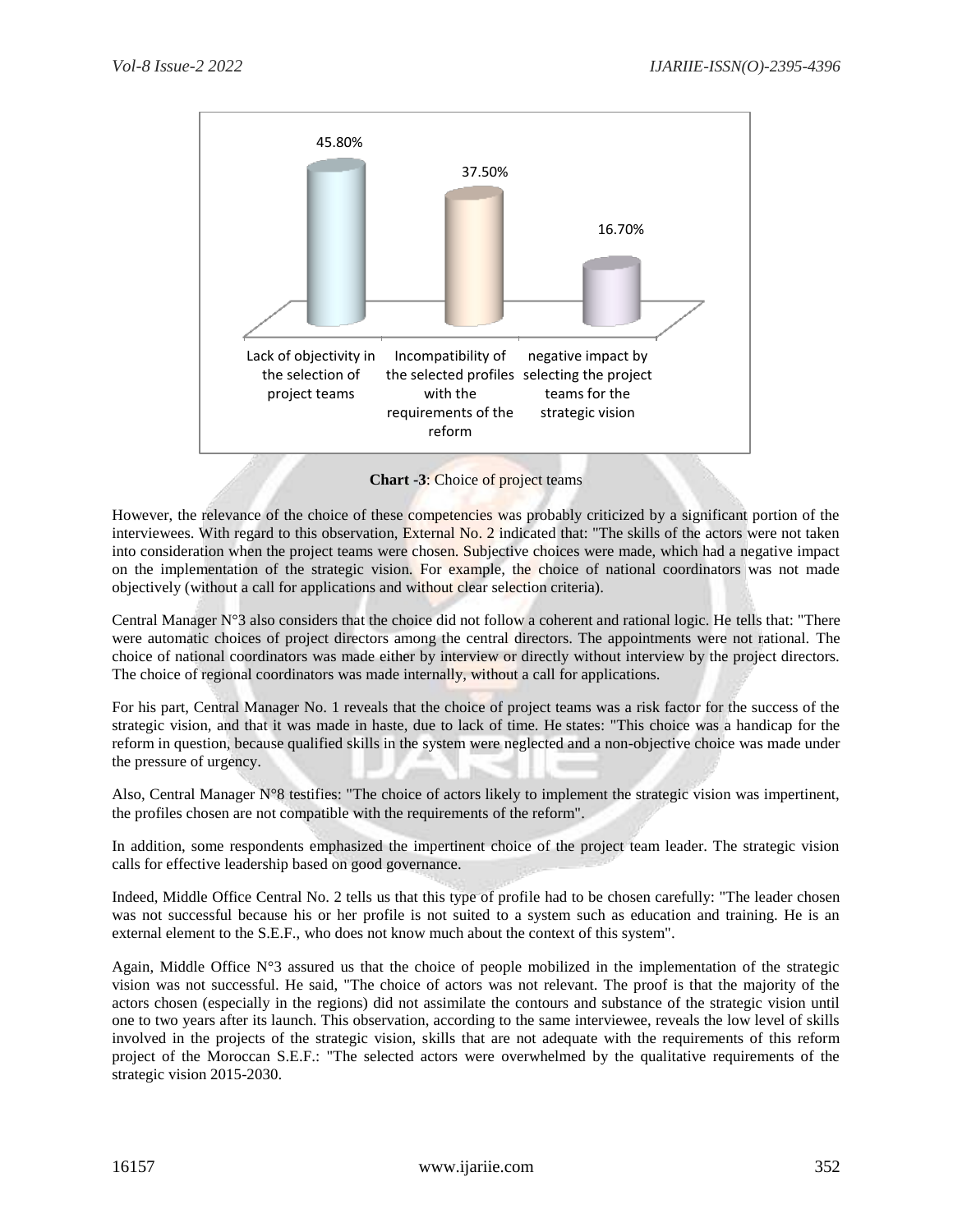| Lack of objectivity in the selection of project teams | Incompatibility of the selected profiles with the requirements of the reform | negative impact by selecting the project teams for the strategic vision |
|---|---|---|
| 45.80% | 37.50% | 16.70% |

**Chart -3**: Choice of project teams

However, the relevance of the choice of these competencies was probably criticized by a significant portion of the interviewees. With regard to this observation, External No. 2 indicated that: "The skills of the actors were not taken into consideration when the project teams were chosen. Subjective choices were made, which had a negative impact on the implementation of the strategic vision. For example, the choice of national coordinators was not made objectively (without a call for applications and without clear selection criteria).

Central Manager N°3 also considers that the choice did not follow a coherent and rational logic. He tells that: "There were automatic choices of project directors among the central directors. The appointments were not rational. The choice of national coordinators was made either by interview or directly without interview by the project directors. The choice of regional coordinators was made internally, without a call for applications.

For his part, Central Manager No. 1 reveals that the choice of project teams was a risk factor for the success of the strategic vision, and that it was made in haste, due to lack of time. He states: "This choice was a handicap for the reform in question, because qualified skills in the system were neglected and a non-objective choice was made under the pressure of urgency.

Also, Central Manager N°8 testifies: "The choice of actors likely to implement the strategic vision was impertinent, the profiles chosen are not compatible with the requirements of the reform".

In addition, some respondents emphasized the impertinent choice of the project team leader. The strategic vision calls for effective leadership based on good governance.

Indeed, Middle Office Central No. 2 tells us that this type of profile had to be chosen carefully: "The leader chosen was not successful because his or her profile is not suited to a system such as education and training. He is an external element to the S.E.F., who does not know much about the context of this system".

Again, Middle Office N°3 assured us that the choice of people mobilized in the implementation of the strategic vision was not successful. He said, "The choice of actors was not relevant. The proof is that the majority of the actors chosen (especially in the regions) did not assimilate the contours and substance of the strategic vision until one to two years after its launch. This observation, according to the same interviewee, reveals the low level of skills involved in the projects of the strategic vision, skills that are not adequate with the requirements of this reform project of the Moroccan S.E.F.: "The selected actors were overwhelmed by the qualitative requirements of the strategic vision 2015-2030.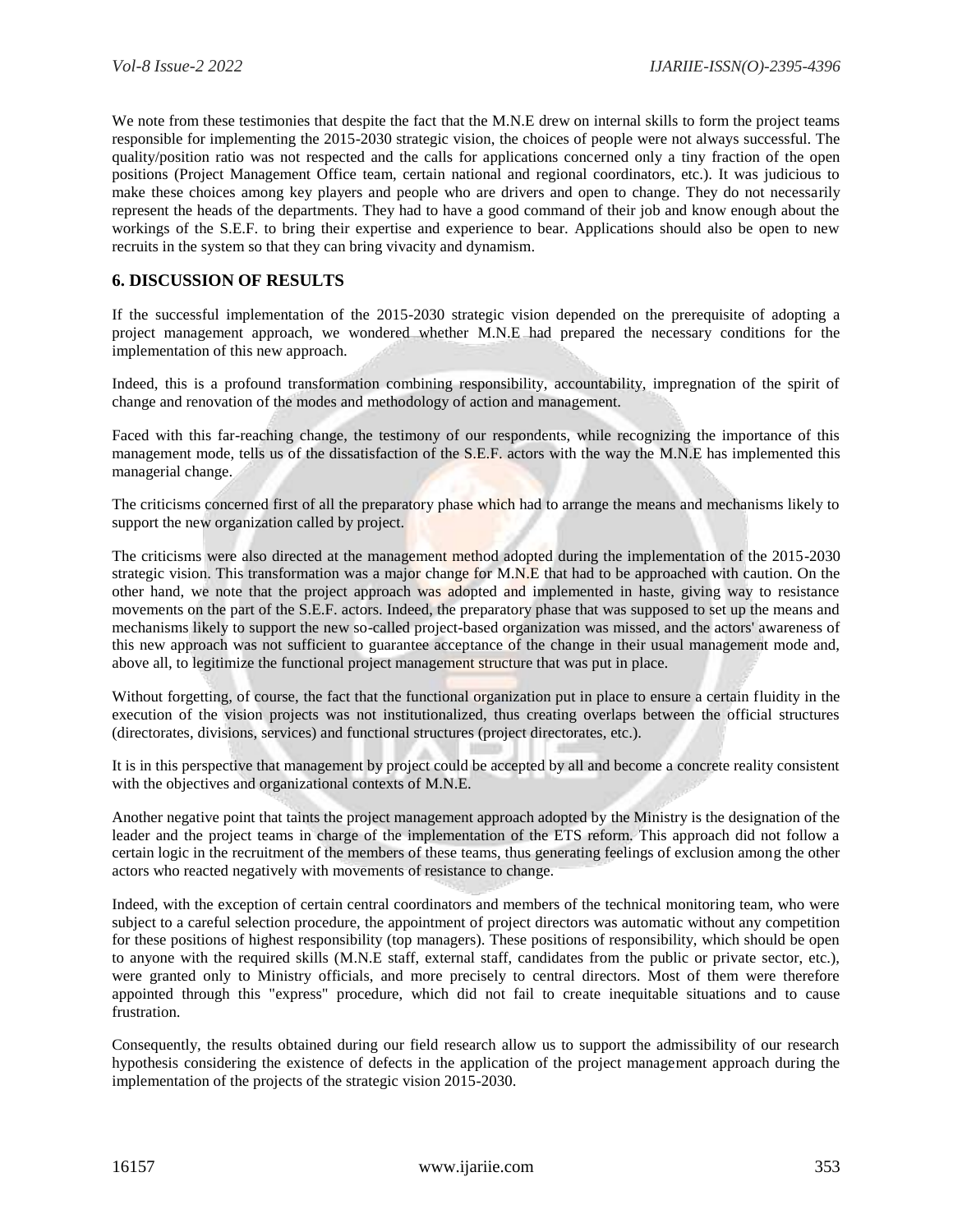We note from these testimonies that despite the fact that the M.N.E drew on internal skills to form the project teams responsible for implementing the 2015-2030 strategic vision, the choices of people were not always successful. The quality/position ratio was not respected and the calls for applications concerned only a tiny fraction of the open positions (Project Management Office team, certain national and regional coordinators, etc.). It was judicious to make these choices among key players and people who are drivers and open to change. They do not necessarily represent the heads of the departments. They had to have a good command of their job and know enough about the workings of the S.E.F. to bring their expertise and experience to bear. Applications should also be open to new recruits in the system so that they can bring vivacity and dynamism.

## 6. DISCUSSION OF RESULTS

If the successful implementation of the 2015-2030 strategic vision depended on the prerequisite of adopting a project management approach, we wondered whether M.N.E had prepared the necessary conditions for the implementation of this new approach.

Indeed, this is a profound transformation combining responsibility, accountability, impregnation of the spirit of change and renovation of the modes and methodology of action and management.

Faced with this far-reaching change, the testimony of our respondents, while recognizing the importance of this management mode, tells us of the dissatisfaction of the S.E.F. actors with the way the M.N.E has implemented this managerial change.

The criticisms concerned first of all the preparatory phase which had to arrange the means and mechanisms likely to support the new organization called by project.

The criticisms were also directed at the management method adopted during the implementation of the 2015-2030 strategic vision. This transformation was a major change for M.N.E that had to be approached with caution. On the other hand, we note that the project approach was adopted and implemented in haste, giving way to resistance movements on the part of the S.E.F. actors. Indeed, the preparatory phase that was supposed to set up the means and mechanisms likely to support the new so-called project-based organization was missed, and the actors' awareness of this new approach was not sufficient to guarantee acceptance of the change in their usual management mode and, above all, to legitimize the functional project management structure that was put in place.

Without forgetting, of course, the fact that the functional organization put in place to ensure a certain fluidity in the execution of the vision projects was not institutionalized, thus creating overlaps between the official structures (directorates, divisions, services) and functional structures (project directorates, etc.).

It is in this perspective that management by project could be accepted by all and become a concrete reality consistent with the objectives and organizational contexts of M.N.E.

Another negative point that taints the project management approach adopted by the Ministry is the designation of the leader and the project teams in charge of the implementation of the ETS reform. This approach did not follow a certain logic in the recruitment of the members of these teams, thus generating feelings of exclusion among the other actors who reacted negatively with movements of resistance to change.

Indeed, with the exception of certain central coordinators and members of the technical monitoring team, who were subject to a careful selection procedure, the appointment of project directors was automatic without any competition for these positions of highest responsibility (top managers). These positions of responsibility, which should be open to anyone with the required skills (M.N.E staff, external staff, candidates from the public or private sector, etc.), were granted only to Ministry officials, and more precisely to central directors. Most of them were therefore appointed through this "express" procedure, which did not fail to create inequitable situations and to cause frustration.

Consequently, the results obtained during our field research allow us to support the admissibility of our research hypothesis considering the existence of defects in the application of the project management approach during the implementation of the projects of the strategic vision 2015-2030.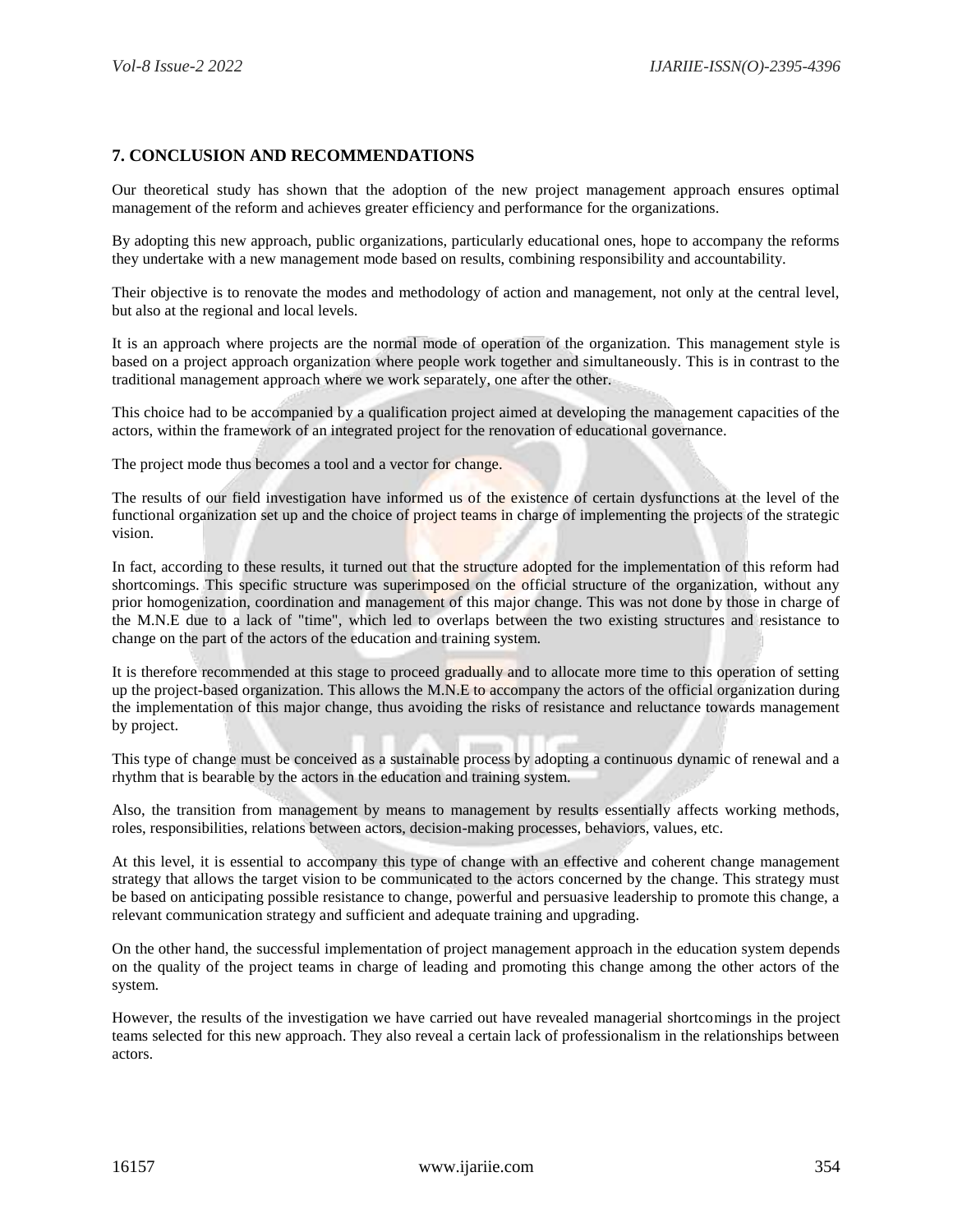## 7. CONCLUSION AND RECOMMENDATIONS

Our theoretical study has shown that the adoption of the new project management approach ensures optimal management of the reform and achieves greater efficiency and performance for the organizations.

By adopting this new approach, public organizations, particularly educational ones, hope to accompany the reforms they undertake with a new management mode based on results, combining responsibility and accountability.

Their objective is to renovate the modes and methodology of action and management, not only at the central level, but also at the regional and local levels.

It is an approach where projects are the normal mode of operation of the organization. This management style is based on a project approach organization where people work together and simultaneously. This is in contrast to the traditional management approach where we work separately, one after the other.

This choice had to be accompanied by a qualification project aimed at developing the management capacities of the actors, within the framework of an integrated project for the renovation of educational governance.

The project mode thus becomes a tool and a vector for change.

The results of our field investigation have informed us of the existence of certain dysfunctions at the level of the functional organization set up and the choice of project teams in charge of implementing the projects of the strategic vision.

In fact, according to these results, it turned out that the structure adopted for the implementation of this reform had shortcomings. This specific structure was superimposed on the official structure of the organization, without any prior homogenization, coordination and management of this major change. This was not done by those in charge of the M.N.E due to a lack of "time", which led to overlaps between the two existing structures and resistance to change on the part of the actors of the education and training system.

It is therefore recommended at this stage to proceed gradually and to allocate more time to this operation of setting up the project-based organization. This allows the M.N.E to accompany the actors of the official organization during the implementation of this major change, thus avoiding the risks of resistance and reluctance towards management by project.

This type of change must be conceived as a sustainable process by adopting a continuous dynamic of renewal and a rhythm that is bearable by the actors in the education and training system.

Also, the transition from management by means to management by results essentially affects working methods, roles, responsibilities, relations between actors, decision-making processes, behaviors, values, etc.

At this level, it is essential to accompany this type of change with an effective and coherent change management strategy that allows the target vision to be communicated to the actors concerned by the change. This strategy must be based on anticipating possible resistance to change, powerful and persuasive leadership to promote this change, a relevant communication strategy and sufficient and adequate training and upgrading.

On the other hand, the successful implementation of project management approach in the education system depends on the quality of the project teams in charge of leading and promoting this change among the other actors of the system.

However, the results of the investigation we have carried out have revealed managerial shortcomings in the project teams selected for this new approach. They also reveal a certain lack of professionalism in the relationships between actors.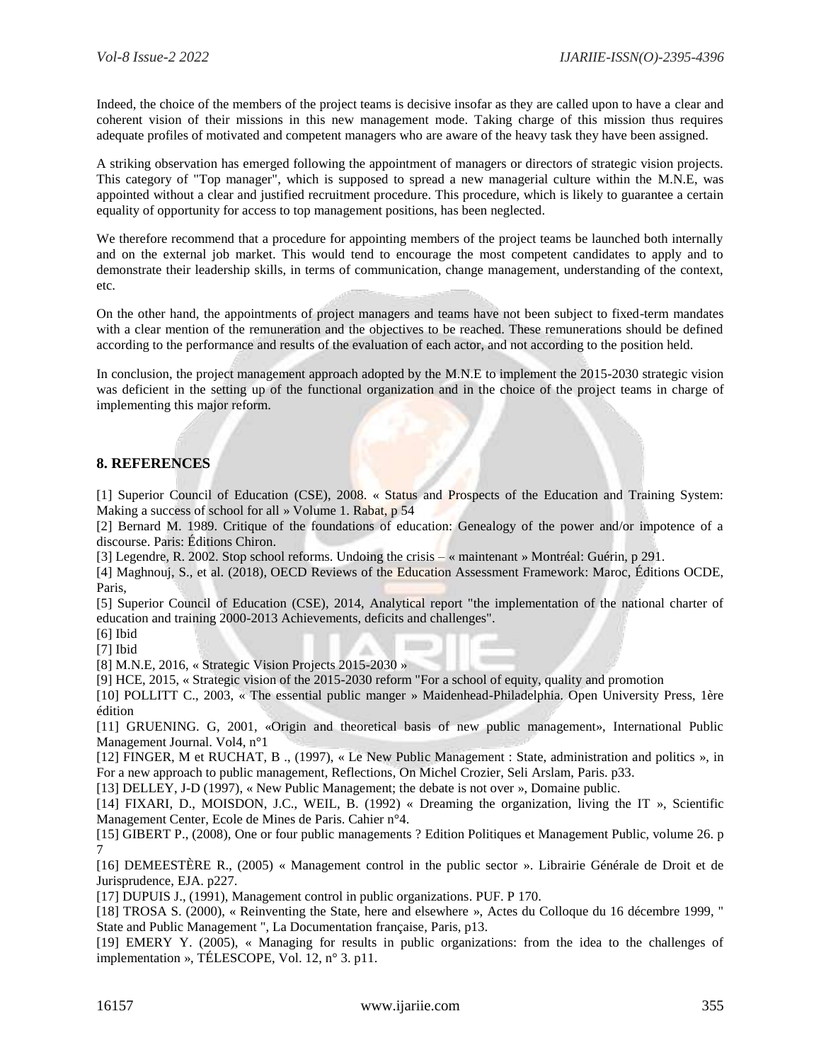Indeed, the choice of the members of the project teams is decisive insofar as they are called upon to have a clear and coherent vision of their missions in this new management mode. Taking charge of this mission thus requires adequate profiles of motivated and competent managers who are aware of the heavy task they have been assigned.

A striking observation has emerged following the appointment of managers or directors of strategic vision projects. This category of "Top manager", which is supposed to spread a new managerial culture within the M.N.E, was appointed without a clear and justified recruitment procedure. This procedure, which is likely to guarantee a certain equality of opportunity for access to top management positions, has been neglected.

We therefore recommend that a procedure for appointing members of the project teams be launched both internally and on the external job market. This would tend to encourage the most competent candidates to apply and to demonstrate their leadership skills, in terms of communication, change management, understanding of the context, etc.

On the other hand, the appointments of project managers and teams have not been subject to fixed-term mandates with a clear mention of the remuneration and the objectives to be reached. These remunerations should be defined according to the performance and results of the evaluation of each actor, and not according to the position held.

In conclusion, the project management approach adopted by the M.N.E to implement the 2015-2030 strategic vision was deficient in the setting up of the functional organization and in the choice of the project teams in charge of implementing this major reform.

## 8. REFERENCES

[1] Superior Council of Education (CSE), 2008. « Status and Prospects of the Education and Training System: Making a success of school for all » Volume 1. Rabat, p 54

[2] Bernard M. 1989. Critique of the foundations of education: Genealogy of the power and/or impotence of a discourse. Paris: Éditions Chiron.

[3] Legendre, R. 2002. Stop school reforms. Undoing the crisis – « maintenant » Montréal: Guérin, p 291.

[4] Maghnouj, S., et al. (2018), OECD Reviews of the Education Assessment Framework: Maroc, Éditions OCDE, Paris,

[5] Superior Council of Education (CSE), 2014, Analytical report "the implementation of the national charter of education and training 2000-2013 Achievements, deficits and challenges".

[6] Ibid

[7] Ibid

[8] M.N.E, 2016, « Strategic Vision Projects 2015-2030 »

[9] HCE, 2015, « Strategic vision of the 2015-2030 reform "For a school of equity, quality and promotion

[10] POLLITT C., 2003, « The essential public manger » Maidenhead-Philadelphia. Open University Press, 1ère édition

[11] GRUENING. G, 2001, «Origin and theoretical basis of new public management», International Public Management Journal. Vol4, n°1

[12] FINGER, M et RUCHAT, B ., (1997), « Le New Public Management : State, administration and politics », in For a new approach to public management, Reflections, On Michel Crozier, Seli Arslam, Paris. p33.

[13] DELLEY, J-D (1997), « New Public Management; the debate is not over », Domaine public.

[14] FIXARI, D., MOISDON, J.C., WEIL, B. (1992) « Dreaming the organization, living the IT », Scientific Management Center, Ecole de Mines de Paris. Cahier n°4.

[15] GIBERT P., (2008), One or four public managements ? Edition Politiques et Management Public, volume 26. p 7

[16] DEMEESTÈRE R., (2005) « Management control in the public sector ». Librairie Générale de Droit et de Jurisprudence, EJA. p227.

[17] DUPUIS J., (1991), Management control in public organizations. PUF. P 170.

[18] TROSA S. (2000), « Reinventing the State, here and elsewhere », Actes du Colloque du 16 décembre 1999, " State and Public Management ", La Documentation française, Paris, p13.

[19] EMERY Y. (2005), « Managing for results in public organizations: from the idea to the challenges of implementation », TÉLESCOPE, Vol. 12, n° 3. p11.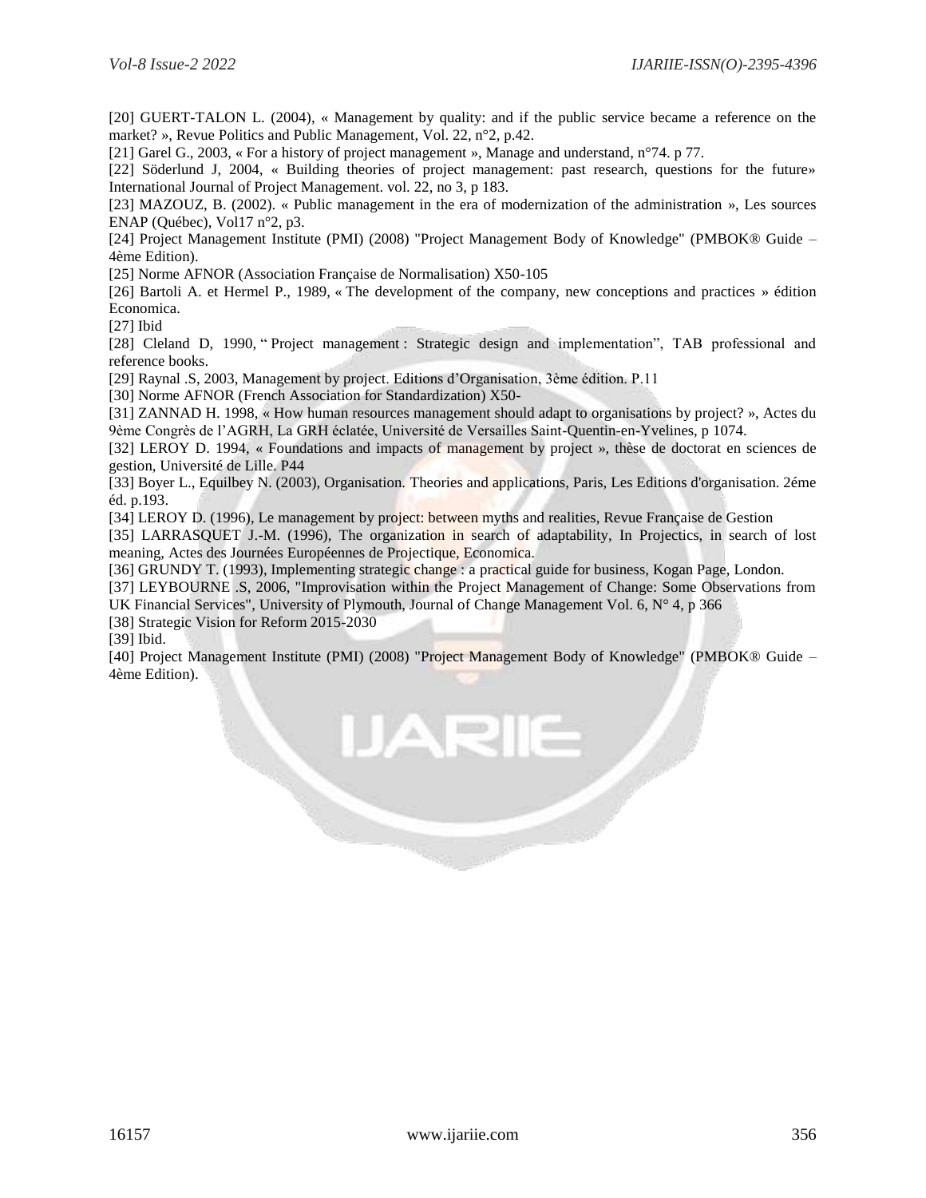[20] GUERT-TALON L. (2004), « Management by quality: and if the public service became a reference on the market? », Revue Politics and Public Management, Vol. 22, n°2, p.42.

[21] Garel G., 2003, « For a history of project management », Manage and understand, n°74. p 77.

[22] Söderlund J, 2004, « Building theories of project management: past research, questions for the future» International Journal of Project Management. vol. 22, no 3, p 183.

[23] MAZOUZ, B. (2002). « Public management in the era of modernization of the administration », Les sources ENAP (Québec), Vol17 n°2, p3.

[24] Project Management Institute (PMI) (2008) "Project Management Body of Knowledge" (PMBOK® Guide – 4ème Edition).

[25] Norme AFNOR (Association Française de Normalisation) X50-105

[26] Bartoli A. et Hermel P., 1989, « The development of the company, new conceptions and practices » édition Economica.

[27] Ibid

[28] Cleland D, 1990, " Project management : Strategic design and implementation", TAB professional and reference books.

[29] Raynal .S, 2003, Management by project. Editions d'Organisation, 3ème édition. P.11

[30] Norme AFNOR (French Association for Standardization) X50-

[31] ZANNAD H. 1998, « How human resources management should adapt to organisations by project? », Actes du 9ème Congrès de l'AGRH, La GRH éclatée, Université de Versailles Saint-Quentin-en-Yvelines, p 1074.

[32] LEROY D. 1994, « Foundations and impacts of management by project », thèse de doctorat en sciences de gestion, Université de Lille. P44

[33] Boyer L., Equilbey N. (2003), Organisation. Theories and applications, Paris, Les Editions d'organisation. 2éme éd. p.193.

[34] LEROY D. (1996), Le management by project: between myths and realities, Revue Française de Gestion

[35] LARRASQUET J.-M. (1996), The organization in search of adaptability, In Projectics, in search of lost meaning, Actes des Journées Européennes de Projectique, Economica.

[36] GRUNDY T. (1993), Implementing strategic change : a practical guide for business, Kogan Page, London.

[37] LEYBOURNE .S, 2006, "Improvisation within the Project Management of Change: Some Observations from UK Financial Services", University of Plymouth, Journal of Change Management Vol. 6, N° 4, p 366

[38] Strategic Vision for Reform 2015-2030

[39] Ibid.

[40] Project Management Institute (PMI) (2008) "Project Management Body of Knowledge" (PMBOK® Guide – 4ème Edition).